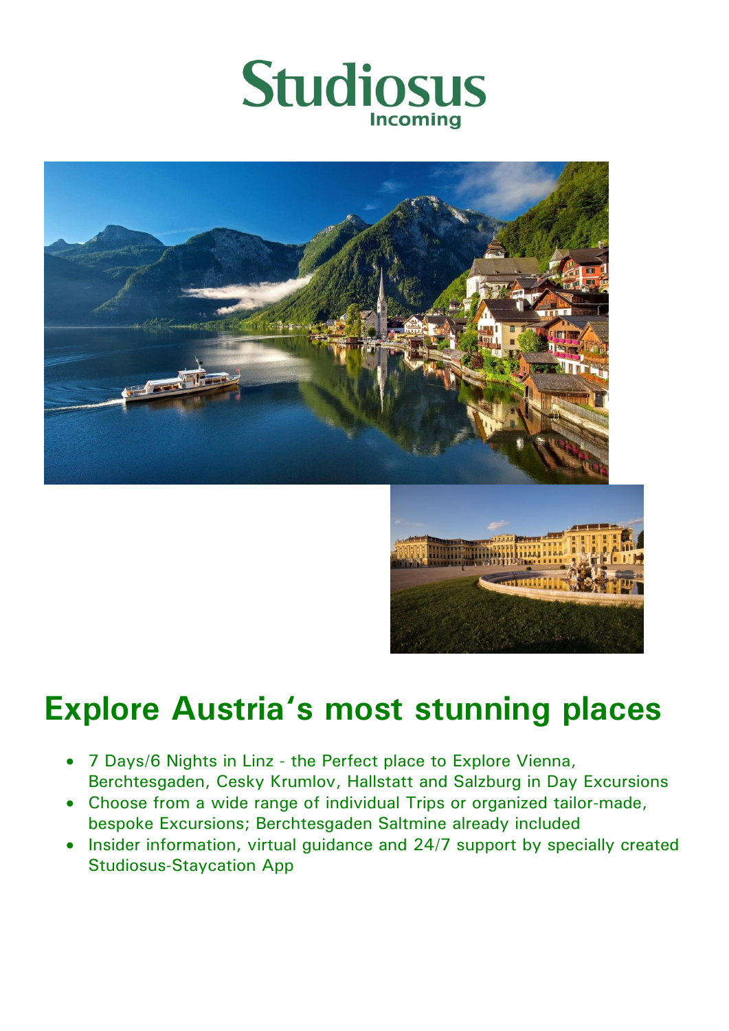Studiosus

Incoming

# Explore Austria's most stunning places

- 7 Days/6 Nights in Linz - the Perfect place to Explore Vienna, Berchtesgaden, Cesky Krumlov, Hallstatt and Salzburg in Day Excursions
- Choose from a wide range of individual Trips or organized tailor-made, bespoke Excursions; Berchtesgaden Saltmine already included
- Insider information, virtual guidance and 24/7 support by specially created Studiosus-Staycation App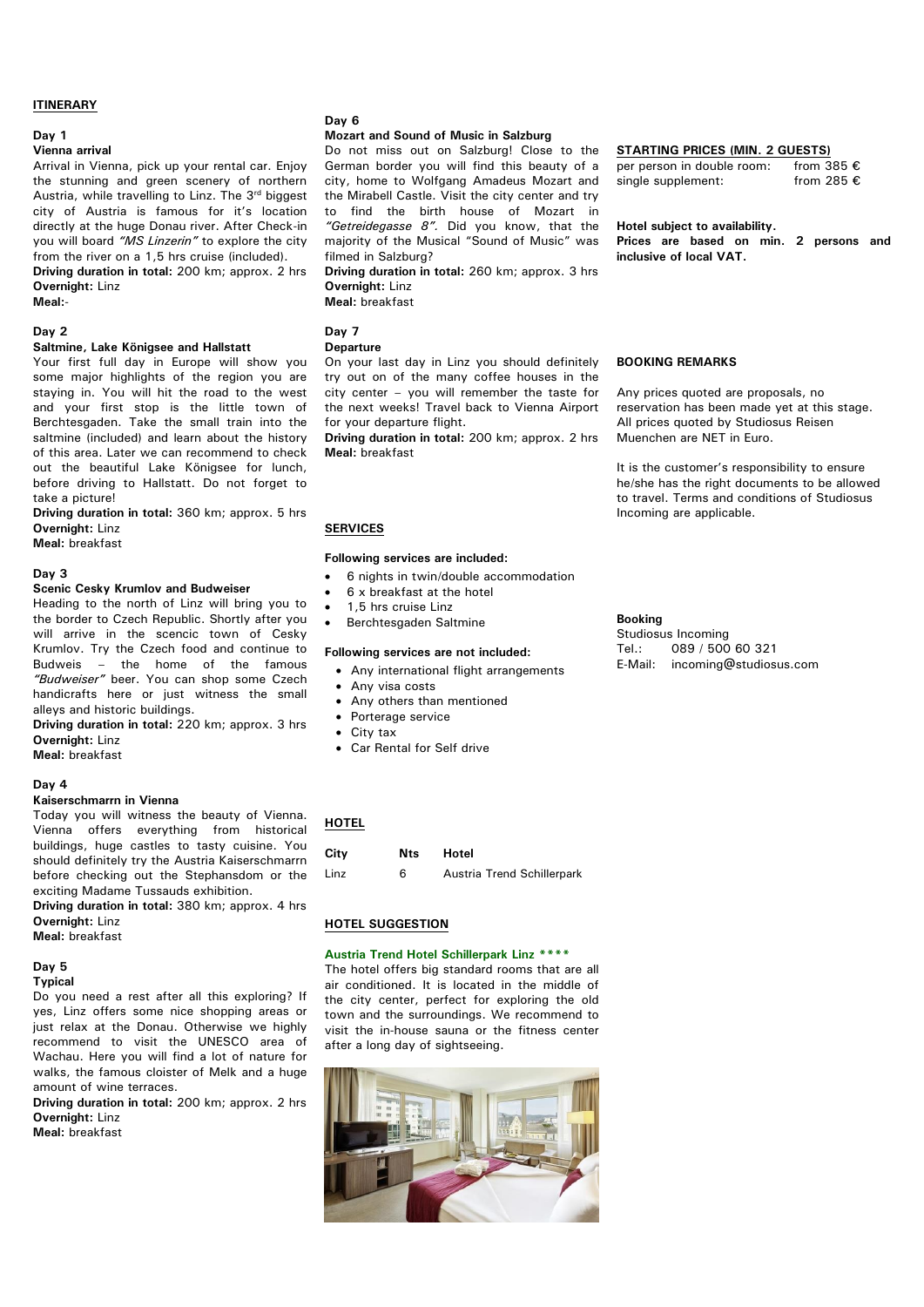## ITINERARY

### Day 1
**Vienna arrival**

Arrival in Vienna, pick up your rental car. Enjoy the stunning and green scenery of northern Austria, while travelling to Linz. The 3rd biggest city of Austria is famous for it's location directly at the huge Donau river. After Check-in you will board *"MS Linzerin"* to explore the city from the river on a 1,5 hrs cruise (included).

**Driving duration in total:** 200 km; approx. 2 hrs
**Overnight:** Linz
**Meal:**-

### Day 2
**Saltmine, Lake Königsee and Hallstatt**

Your first full day in Europe will show you some major highlights of the region you are staying in. You will hit the road to the west and your first stop is the little town of Berchtesgaden. Take the small train into the saltmine (included) and learn about the history of this area. Later we can recommend to check out the beautiful Lake Königsee for lunch, before driving to Hallstatt. Do not forget to take a picture!

**Driving duration in total:** 360 km; approx. 5 hrs
**Overnight:** Linz
**Meal:** breakfast

### Day 3
**Scenic Cesky Krumlov and Budweiser**

Heading to the north of Linz will bring you to the border to Czech Republic. Shortly after you will arrive in the scencic town of Cesky Krumlov. Try the Czech food and continue to Budweis – the home of the famous *"Budweiser"* beer. You can shop some Czech handicrafts here or just witness the small alleys and historic buildings.

**Driving duration in total:** 220 km; approx. 3 hrs
**Overnight:** Linz
**Meal:** breakfast

### Day 4
**Kaiserschmarrn in Vienna**

Today you will witness the beauty of Vienna. Vienna offers everything from historical buildings, huge castles to tasty cuisine. You should definitely try the Austria Kaiserschmarrn before checking out the Stephansdom or the exciting Madame Tussauds exhibition.

**Driving duration in total:** 380 km; approx. 4 hrs
**Overnight:** Linz
**Meal:** breakfast

### Day 5
**Typical**

Do you need a rest after all this exploring? If yes, Linz offers some nice shopping areas or just relax at the Donau. Otherwise we highly recommend to visit the UNESCO area of Wachau. Here you will find a lot of nature for walks, the famous cloister of Melk and a huge amount of wine terraces.

**Driving duration in total:** 200 km; approx. 2 hrs
**Overnight:** Linz
**Meal:** breakfast

### Day 6
**Mozart and Sound of Music in Salzburg**

Do not miss out on Salzburg! Close to the German border you will find this beauty of a city, home to Wolfgang Amadeus Mozart and the Mirabell Castle. Visit the city center and try to find the birth house of Mozart in *"Getreidegasse 8"*. Did you know, that the majority of the Musical "Sound of Music" was filmed in Salzburg?

**Driving duration in total:** 260 km; approx. 3 hrs
**Overnight:** Linz
**Meal:** breakfast

### Day 7
**Departure**

On your last day in Linz you should definitely try out on of the many coffee houses in the city center – you will remember the taste for the next weeks! Travel back to Vienna Airport for your departure flight.

**Driving duration in total:** 200 km; approx. 2 hrs
**Meal:** breakfast

## SERVICES

**Following services are included:**

- 6 nights in twin/double accommodation
- 6 x breakfast at the hotel
- 1,5 hrs cruise Linz
- Berchtesgaden Saltmine

**Following services are not included:**

- Any international flight arrangements
- Any visa costs
- Any others than mentioned
- Porterage service
- City tax
- Car Rental for Self drive

## HOTEL

| City | Nts | Hotel |
|---|---|---|
| Linz | 6 | Austria Trend Schillerpark |

## HOTEL SUGGESTION

**Austria Trend Hotel Schillerpark Linz \*\*\*\***

The hotel offers big standard rooms that are all air conditioned. It is located in the middle of the city center, perfect for exploring the old town and the surroundings. We recommend to visit the in-house sauna or the fitness center after a long day of sightseeing.

## STARTING PRICES (MIN. 2 GUESTS)

| | |
|---|---|
| per person in double room: | from 385 € |
| single supplement: | from 285 € |

**Hotel subject to availability.**
**Prices are based on min. 2 persons and inclusive of local VAT.**

## BOOKING REMARKS

Any prices quoted are proposals, no reservation has been made yet at this stage. All prices quoted by Studiosus Reisen Muenchen are NET in Euro.

It is the customer's responsibility to ensure he/she has the right documents to be allowed to travel. Terms and conditions of Studiosus Incoming are applicable.

**Booking**
Studiosus Incoming
Tel.: 089 / 500 60 321
E-Mail: incoming@studiosus.com